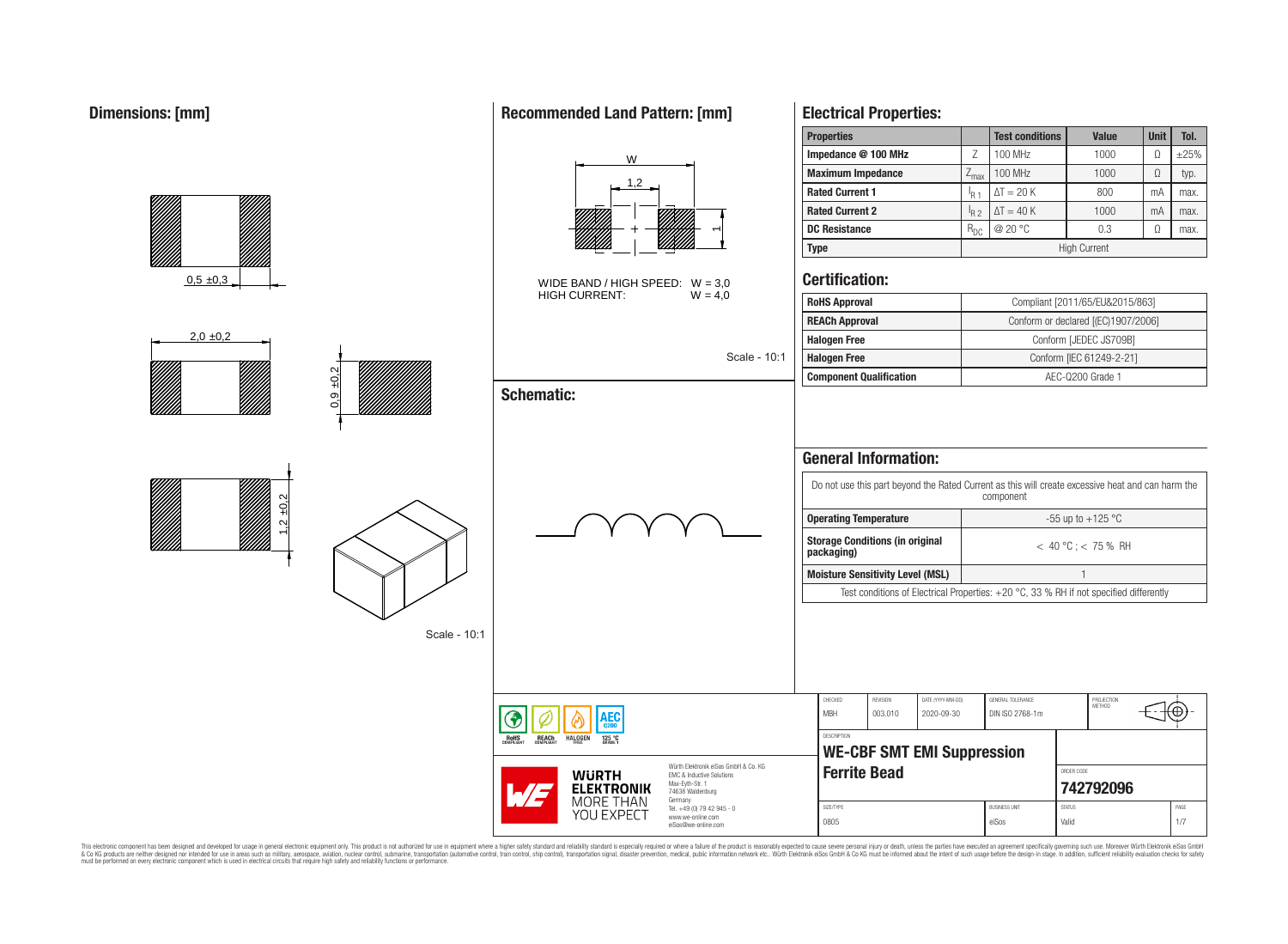## Dimensions: [mm]

0,5 ±0,3

2,0 ±0,2

0,9 ±0,2

1,2 ±0,2

Scale - 10:1

## Recommended Land Pattern: [mm]

W

1,2

1

WIDE BAND / HIGH SPEED: W = 3,0
HIGH CURRENT: W = 4,0

Scale - 10:1

## Schematic:

## Electrical Properties:

| Properties | | Test conditions | Value | Unit | Tol. |
|---|---|---|---|---|---|
| Impedance @ 100 MHz | Z | 100 MHz | 1000 | Ω | ±25% |
| Maximum Impedance | $Z_{max}$ | 100 MHz | 1000 | Ω | typ. |
| Rated Current 1 | $I_{R\,1}$ | $\Delta T = 20$ K | 800 | mA | max. |
| Rated Current 2 | $I_{R\,2}$ | $\Delta T = 40$ K | 1000 | mA | max. |
| DC Resistance | $R_{DC}$ | @ 20 °C | 0.3 | Ω | max. |
| Type | High Current | | | | |

## Certification:

| | |
|---|---|
| RoHS Approval | Compliant [2011/65/EU&2015/863] |
| REACh Approval | Conform or declared [(EC)1907/2006] |
| Halogen Free | Conform [JEDEC JS709B] |
| Halogen Free | Conform [IEC 61249-2-21] |
| Component Qualification | AEC-Q200 Grade 1 |

## General Information:

| | |
|---|---|
| Do not use this part beyond the Rated Current as this will create excessive heat and can harm the component | |
| Operating Temperature | -55 up to +125 °C |
| Storage Conditions (in original packaging) | < 40 °C ; < 75 % RH |
| Moisture Sensitivity Level (MSL) | 1 |
| Test conditions of Electrical Properties: +20 °C, 33 % RH if not specified differently | |

RoHS COMPLIANT | REACh COMPLIANT | HALOGEN FREE | AEC Q200 125 °C GRADE 1

WÜRTH ELEKTRONIK MORE THAN YOU EXPECT

Würth Elektronik eiSos GmbH & Co. KG
EMC & Inductive Solutions
Max-Eyth-Str. 1
74638 Waldenburg
Germany
Tel. +49 (0) 79 42 945 - 0
www.we-online.com
eiSos@we-online.com

| CHECKED | REVISION | DATE (YYYY-MM-DD) | GENERAL TOLERANCE | PROJECTION METHOD |
|---|---|---|---|---|
| MBH | 003.010 | 2020-09-30 | DIN ISO 2768-1m | |

DESCRIPTION
**WE-CBF SMT EMI Suppression Ferrite Bead**

ORDER CODE
**742792096**

| SIZE/TYPE | BUSINESS UNIT | STATUS | PAGE |
|---|---|---|---|
| 0805 | eiSos | Valid | 1/7 |

This electronic component has been designed and developed for usage in general electronic equipment only. This product is not authorized for use in equipment where a higher safety standard and reliability standard is especially required or where a failure of the product is reasonably expected to cause severe personal injury or death, unless the parties have executed an agreement specifically governing such use. Moreover Würth Elektronik eiSos GmbH & Co KG products are neither designed nor intended for use in areas such as military, aerospace, aviation, nuclear control, submarine, transportation (automotive control, train control, ship control), transportation signal, disaster prevention, medical, public information network etc.. Würth Elektronik eiSos GmbH & Co KG must be informed about the intent of such usage before the design-in stage. In addition, sufficient reliability evaluation checks for safety must be performed on every electronic component which is used in electrical circuits that require high safety and reliability functions or performance.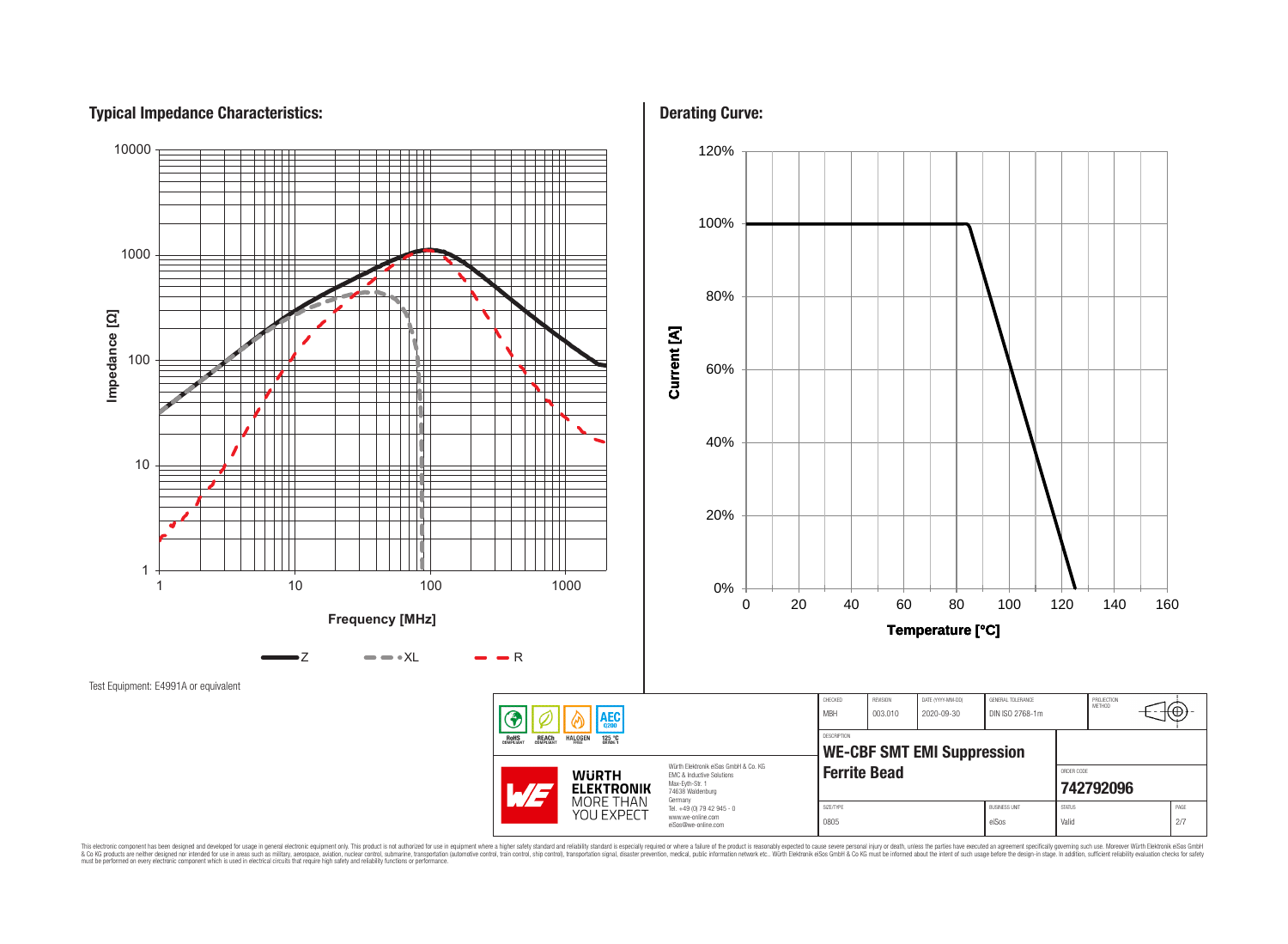## Typical Impedance Characteristics:

Impedance [Ω] (1 – 10000) vs. Frequency [MHz] (1 – 1000)

Legend: Z, XL, R

Test Equipment: E4991A or equivalent

## Derating Curve:

Current [A] (0% – 120%) vs. Temperature [°C] (0 – 160)

| CHECKED | REVISION | DATE (YYYY-MM-DD) | GENERAL TOLERANCE | PROJECTION METHOD |
|---|---|---|---|---|
| MBH | 003.010 | 2020-09-30 | DIN ISO 2768-1m | |

RoHS COMPLIANT | REACh COMPLIANT | HALOGEN FREE | AEC Q200 125 °C GRADE 1

DESCRIPTION
**WE-CBF SMT EMI Suppression Ferrite Bead**

ORDER CODE
**742792096**

WÜRTH ELEKTRONIK MORE THAN YOU EXPECT

Würth Elektronik eiSos GmbH & Co. KG
EMC & Inductive Solutions
Max-Eyth-Str. 1
74638 Waldenburg
Germany
Tel. +49 (0) 79 42 945 - 0
www.we-online.com
eiSos@we-online.com

| SIZE/TYPE | BUSINESS UNIT | STATUS | PAGE |
|---|---|---|---|
| 0805 | eiSos | Valid | 2/7 |

This electronic component has been designed and developed for usage in general electronic equipment only. This product is not authorized for use in equipment where a higher safety standard and reliability standard is especially required or where a failure of the product is reasonably expected to cause severe personal injury or death, unless the parties have executed an agreement specifically governing such use. Moreover Würth Elektronik eiSos GmbH & Co KG products are neither designed nor intended for use in areas such as military, aerospace, aviation, nuclear control, submarine, transportation (automotive control, train control, ship control), transportation signal, disaster prevention, medical, public information network etc.. Würth Elektronik eiSos GmbH & Co KG must be informed about the intent of such usage before the design-in stage. In addition, sufficient reliability evaluation checks for safety must be performed on every electronic component which is used in electrical circuits that require high safety and reliability functions or performance.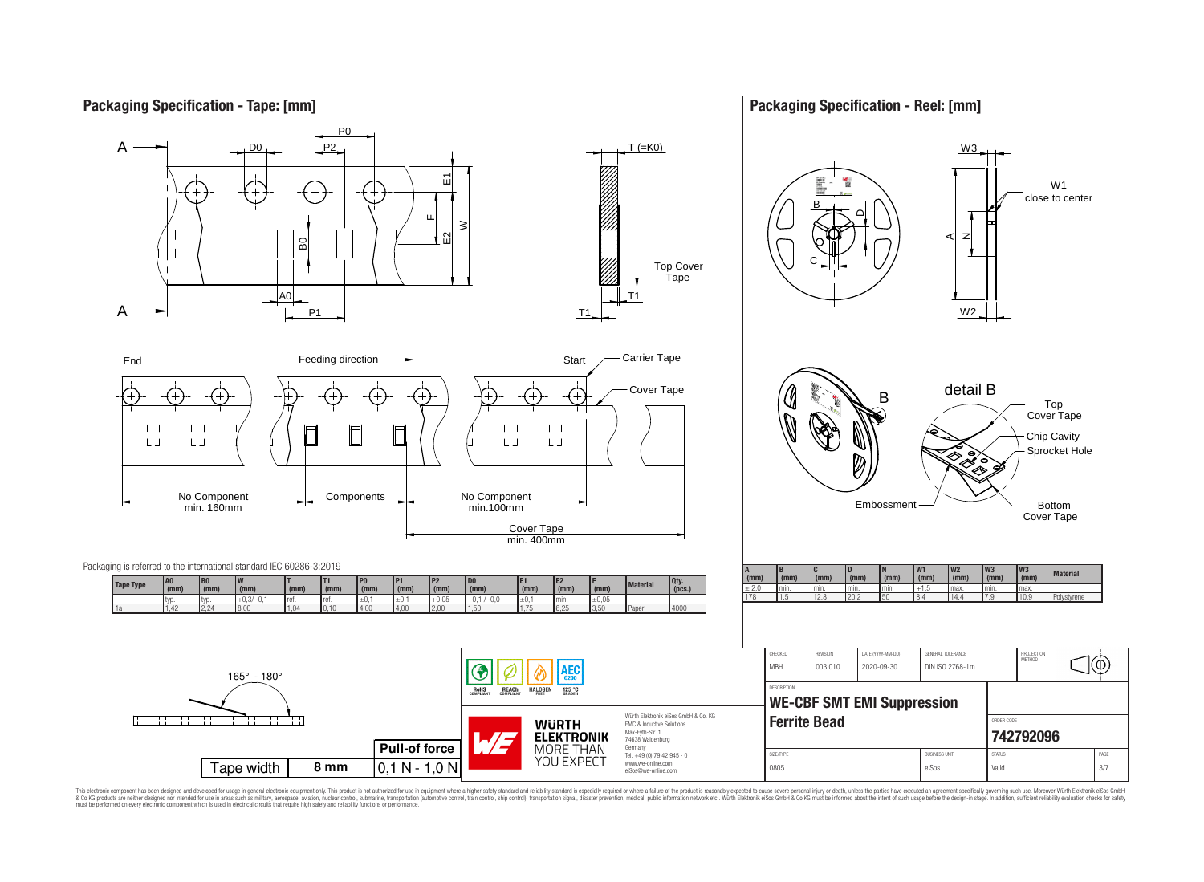## Packaging Specification - Tape: [mm]

End — Feeding direction — Start — Carrier Tape — Cover Tape

No Component min. 160mm | Components | No Component min.100mm | Cover Tape min. 400mm

Packaging is referred to the international standard IEC 60286-3:2019

| Tape Type | A0 (mm) | B0 (mm) | W (mm) | T (mm) | T1 (mm) | P0 (mm) | P1 (mm) | P2 (mm) | D0 (mm) | E1 (mm) | E2 (mm) | F (mm) | Material | Qty. (pcs.) |
|---|---|---|---|---|---|---|---|---|---|---|---|---|---|---|
| | typ. | typ. | +0,3/ -0,1 | ref. | ref. | ±0,1 | ±0,1 | +0,05 | +0,1 / -0,0 | ±0,1 | min. | ±0,05 | | |
| 1a | 1,42 | 2,24 | 8,00 | 1,04 | 0,10 | 4,00 | 4,00 | 2,00 | 1,50 | 1,75 | 6,25 | 3,50 | Paper | 4000 |

165° - 180°

| Tape width | 8 mm | Pull-of force |
|---|---|---|
| | | 0,1 N - 1,0 N |

## Packaging Specification - Reel: [mm]

W1 close to center

detail B: Top Cover Tape, Chip Cavity, Sprocket Hole, Bottom Cover Tape, Embossment

| A (mm) | B (mm) | C (mm) | D (mm) | N (mm) | W1 (mm) | W2 (mm) | W3 (mm) | W3 (mm) | Material |
|---|---|---|---|---|---|---|---|---|---|
| ± 2,0 | min. | min. | min. | min. | +1,5 | max. | min. | max. | |
| 178 | 1.5 | 12.8 | 20.2 | 50 | 8.4 | 14.4 | 7.9 | 10.9 | Polystyrene |

| CHECKED | REVISION | DATE (YYYY-MM-DD) | GENERAL TOLERANCE | PROJECTION METHOD |
|---|---|---|---|---|
| MBH | 003.010 | 2020-09-30 | DIN ISO 2768-1m | |

DESCRIPTION: **WE-CBF SMT EMI Suppression Ferrite Bead**

ORDER CODE: **742792096**

| SIZE/TYPE | BUSINESS UNIT | STATUS | PAGE |
|---|---|---|---|
| 0805 | eiSos | Valid | 3/7 |

RoHS COMPLIANT — REACh COMPLIANT — HALOGEN FREE — 125 °C GRADE 1 — AEC Q200

Würth Elektronik eiSos GmbH & Co. KG
EMC & Inductive Solutions
Max-Eyth-Str. 1
74638 Waldenburg
Germany
Tel. +49 (0) 79 42 945 - 0
www.we-online.com
eiSos@we-online.com

WÜRTH ELEKTRONIK MORE THAN YOU EXPECT

This electronic component has been designed and developed for usage in general electronic equipment only. This product is not authorized for use in equipment where a higher safety standard and reliability standard is especially required or where a failure of the product is reasonably expected to cause severe personal injury or death, unless the parties have executed an agreement specifically governing such use. Moreover Würth Elektronik eiSos GmbH & Co KG products are neither designed nor intended for use in areas such as military, aerospace, aviation, nuclear control, submarine, transportation (automotive control, train control, ship control), transportation signal, disaster prevention, medical, public information network etc.. Würth Elektronik eiSos GmbH & Co KG must be informed about the intent of such usage before the design-in stage. In addition, sufficient reliability evaluation checks for safety must be performed on every electronic component which is used in electrical circuits that require high safety and reliability functions or performance.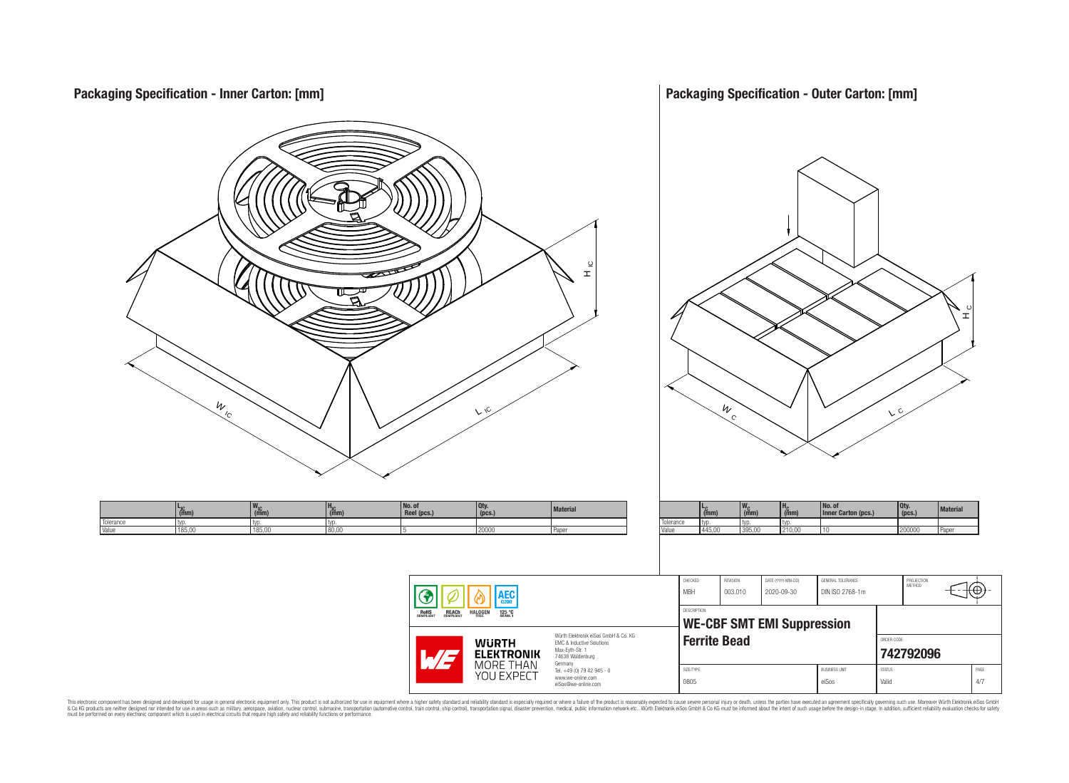## Packaging Specification - Inner Carton: [mm]

| | $L_{IC}$ (mm) | $W_{IC}$ (mm) | $H_{IC}$ (mm) | No. of Reel (pcs.) | Qty. (pcs.) | Material |
|---|---|---|---|---|---|---|
| Tolerance | typ. | typ. | typ. | | | |
| Value | 185,00 | 185,00 | 80,00 | 5 | 20000 | Paper |

## Packaging Specification - Outer Carton: [mm]

| | $L_C$ (mm) | $W_C$ (mm) | $H_C$ (mm) | No. of Inner Carton (pcs.) | Qty. (pcs.) | Material |
|---|---|---|---|---|---|---|
| Tolerance | typ. | typ. | typ. | | | |
| Value | 445,00 | 395,00 | 210,00 | 10 | 200000 | Paper |

| CHECKED | REVISION | DATE (YYYY-MM-DD) | GENERAL TOLERANCE | PROJECTION METHOD |
|---|---|---|---|---|
| MBH | 003.010 | 2020-09-30 | DIN ISO 2768-1m | |

RoHS COMPLIANT · REACh COMPLIANT · HALOGEN FREE · AEC Q200 125 °C GRADE 1

Würth Elektronik eiSos GmbH & Co. KG
EMC & Inductive Solutions
Max-Eyth-Str. 1
74638 Waldenburg
Germany
Tel. +49 (0) 79 42 945 - 0
www.we-online.com
eiSos@we-online.com

DESCRIPTION: **WE-CBF SMT EMI Suppression Ferrite Bead**

ORDER CODE: **742792096**

| SIZE/TYPE | BUSINESS UNIT | STATUS |
|---|---|---|
| 0805 | eiSos | Valid |

This electronic component has been designed and developed for usage in general electronic equipment only. This product is not authorized for use in equipment where a higher safety standard and reliability standard is especially required or where a failure of the product is reasonably expected to cause severe personal injury or death, unless the parties have executed an agreement specifically governing such use. Moreover Würth Elektronik eiSos GmbH & Co KG products are neither designed nor intended for use in areas such as military, aerospace, aviation, nuclear control, submarine, transportation (automotive control, train control, ship control), transportation signal, disaster prevention, medical, public information network etc.. Würth Elektronik eiSos GmbH & Co KG must be informed about the intent of such usage before the design-in stage. In addition, sufficient reliability evaluation checks for safety must be performed on every electronic component which is used in electrical circuits that require high safety and reliability functions or performance.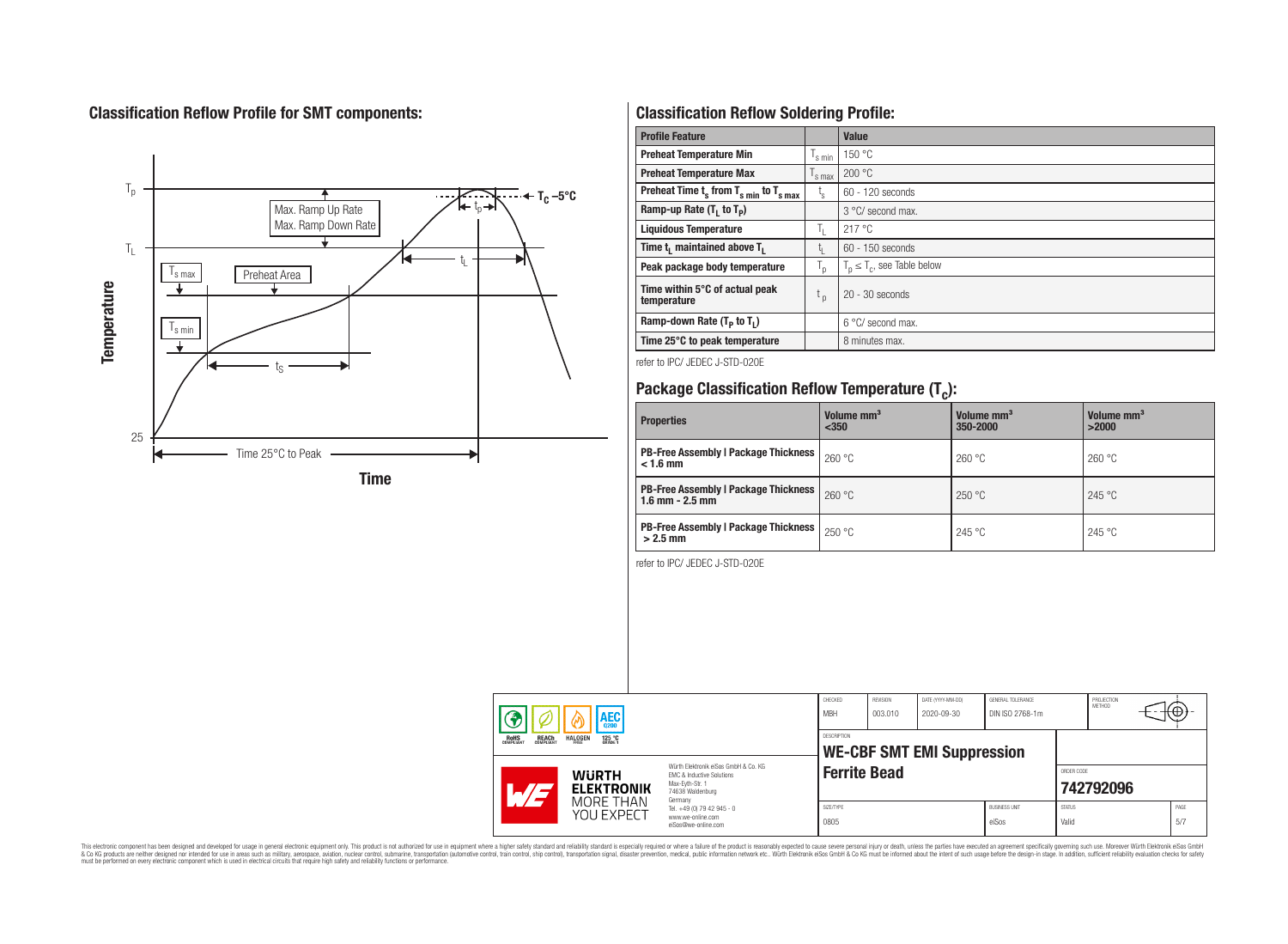## Classification Reflow Profile for SMT components:

## Classification Reflow Soldering Profile:

| Profile Feature | | Value |
|---|---|---|
| Preheat Temperature Min | $T_{s\,min}$ | 150 °C |
| Preheat Temperature Max | $T_{s\,max}$ | 200 °C |
| Preheat Time $t_s$ from $T_{s\,min}$ to $T_{s\,max}$ | $t_s$ | 60 - 120 seconds |
| Ramp-up Rate ($T_L$ to $T_P$) | | 3 °C/ second max. |
| Liquidous Temperature | $T_L$ | 217 °C |
| Time $t_L$ maintained above $T_L$ | $t_L$ | 60 - 150 seconds |
| Peak package body temperature | $T_p$ | $T_p \leq T_c$, see Table below |
| Time within 5°C of actual peak temperature | $t_p$ | 20 - 30 seconds |
| Ramp-down Rate ($T_P$ to $T_L$) | | 6 °C/ second max. |
| Time 25°C to peak temperature | | 8 minutes max. |

refer to IPC/ JEDEC J-STD-020E

## Package Classification Reflow Temperature ($T_C$):

| Properties | Volume mm³ <350 | Volume mm³ 350-2000 | Volume mm³ >2000 |
|---|---|---|---|
| PB-Free Assembly \| Package Thickness < 1.6 mm | 260 °C | 260 °C | 260 °C |
| PB-Free Assembly \| Package Thickness 1.6 mm - 2.5 mm | 260 °C | 250 °C | 245 °C |
| PB-Free Assembly \| Package Thickness > 2.5 mm | 250 °C | 245 °C | 245 °C |

refer to IPC/ JEDEC J-STD-020E

| CHECKED | REVISION | DATE (YYYY-MM-DD) | GENERAL TOLERANCE | PROJECTION METHOD |
|---|---|---|---|---|
| MBH | 003.010 | 2020-09-30 | DIN ISO 2768-1m | |

DESCRIPTION: **WE-CBF SMT EMI Suppression Ferrite Bead**

ORDER CODE: **742792096**

| SIZE/TYPE | BUSINESS UNIT | STATUS | PAGE |
|---|---|---|---|
| 0805 | eiSos | Valid | 5/7 |

Würth Elektronik eiSos GmbH & Co. KG
EMC & Inductive Solutions
Max-Eyth-Str. 1
74638 Waldenburg
Germany
Tel. +49 (0) 79 42 945 - 0
www.we-online.com
eiSos@we-online.com

This electronic component has been designed and developed for usage in general electronic equipment only. This product is not authorized for use in equipment where a higher safety standard and reliability standard is especially required or where a failure of the product is reasonably expected to cause severe personal injury or death, unless the parties have executed an agreement specifically governing such use. Moreover Würth Elektronik eiSos GmbH & Co KG products are neither designed nor intended for use in areas such as military, aerospace, aviation, nuclear control, submarine, transportation (automotive control, train control, ship control), transportation signal, disaster prevention, medical, public information network etc.. Würth Elektronik eiSos GmbH & Co KG must be informed about the intent of such usage before the design-in stage. In addition, sufficient reliability evaluation checks for safety must be performed on every electronic component which is used in electrical circuits that require high safety and reliability functions or performance.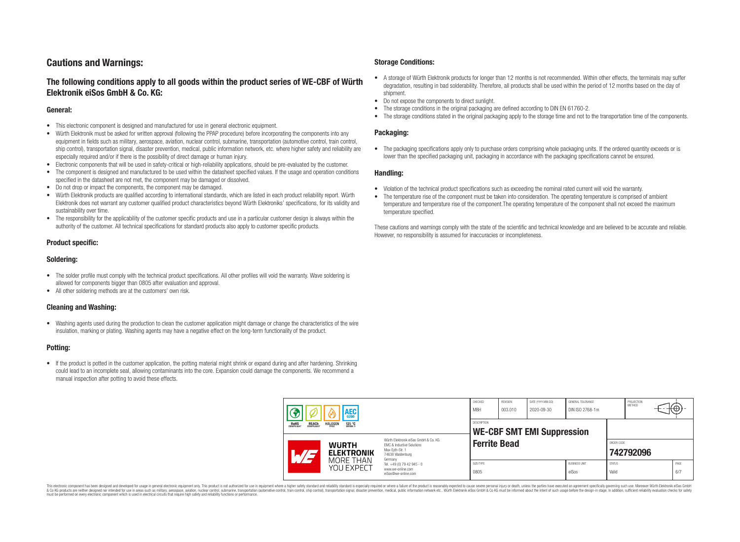# Cautions and Warnings:

## The following conditions apply to all goods within the product series of WE-CBF of Würth Elektronik eiSos GmbH & Co. KG:

### General:

- This electronic component is designed and manufactured for use in general electronic equipment.
- Würth Elektronik must be asked for written approval (following the PPAP procedure) before incorporating the components into any equipment in fields such as military, aerospace, aviation, nuclear control, submarine, transportation (automotive control, train control, ship control), transportation signal, disaster prevention, medical, public information network, etc. where higher safety and reliability are especially required and/or if there is the possibility of direct damage or human injury.
- Electronic components that will be used in safety-critical or high-reliability applications, should be pre-evaluated by the customer.
- The component is designed and manufactured to be used within the datasheet specified values. If the usage and operation conditions specified in the datasheet are not met, the component may be damaged or dissolved.
- Do not drop or impact the components, the component may be damaged.
- Würth Elektronik products are qualified according to international standards, which are listed in each product reliability report. Würth Elektronik does not warrant any customer qualified product characteristics beyond Würth Elektroniks' specifications, for its validity and sustainability over time.
- The responsibility for the applicability of the customer specific products and use in a particular customer design is always within the authority of the customer. All technical specifications for standard products also apply to customer specific products.

### Product specific:

### Soldering:

- The solder profile must comply with the technical product specifications. All other profiles will void the warranty. Wave soldering is allowed for components bigger than 0805 after evaluation and approval.
- All other soldering methods are at the customers' own risk.

### Cleaning and Washing:

- Washing agents used during the production to clean the customer application might damage or change the characteristics of the wire insulation, marking or plating. Washing agents may have a negative effect on the long-term functionality of the product.

### Potting:

- If the product is potted in the customer application, the potting material might shrink or expand during and after hardening. Shrinking could lead to an incomplete seal, allowing contaminants into the core. Expansion could damage the components. We recommend a manual inspection after potting to avoid these effects.

### Storage Conditions:

- A storage of Würth Elektronik products for longer than 12 months is not recommended. Within other effects, the terminals may suffer degradation, resulting in bad solderability. Therefore, all products shall be used within the period of 12 months based on the day of shipment.
- Do not expose the components to direct sunlight.
- The storage conditions in the original packaging are defined according to DIN EN 61760-2.
- The storage conditions stated in the original packaging apply to the storage time and not to the transportation time of the components.

### Packaging:

- The packaging specifications apply only to purchase orders comprising whole packaging units. If the ordered quantity exceeds or is lower than the specified packaging unit, packaging in accordance with the packaging specifications cannot be ensured.

### Handling:

- Violation of the technical product specifications such as exceeding the nominal rated current will void the warranty.
- The temperature rise of the component must be taken into consideration. The operating temperature is comprised of ambient temperature and temperature rise of the component.The operating temperature of the component shall not exceed the maximum temperature specified.

These cautions and warnings comply with the state of the scientific and technical knowledge and are believed to be accurate and reliable. However, no responsibility is assumed for inaccuracies or incompleteness.

| CHECKED | REVISION | DATE (YYYY-MM-DD) | GENERAL TOLERANCE | PROJECTION METHOD |
|---|---|---|---|---|
| MBH | 003.010 | 2020-09-30 | DIN ISO 2768-1m | |

DESCRIPTION: **WE-CBF SMT EMI Suppression Ferrite Bead**

ORDER CODE: **742792096**

| SIZE/TYPE | BUSINESS UNIT | STATUS | PAGE |
|---|---|---|---|
| 0805 | eiSos | Valid | 6/7 |

Würth Elektronik eiSos GmbH & Co. KG
EMC & Inductive Solutions
Max-Eyth-Str. 1
74638 Waldenburg
Germany
Tel. +49 (0) 79 42 945 - 0
www.we-online.com
eiSos@we-online.com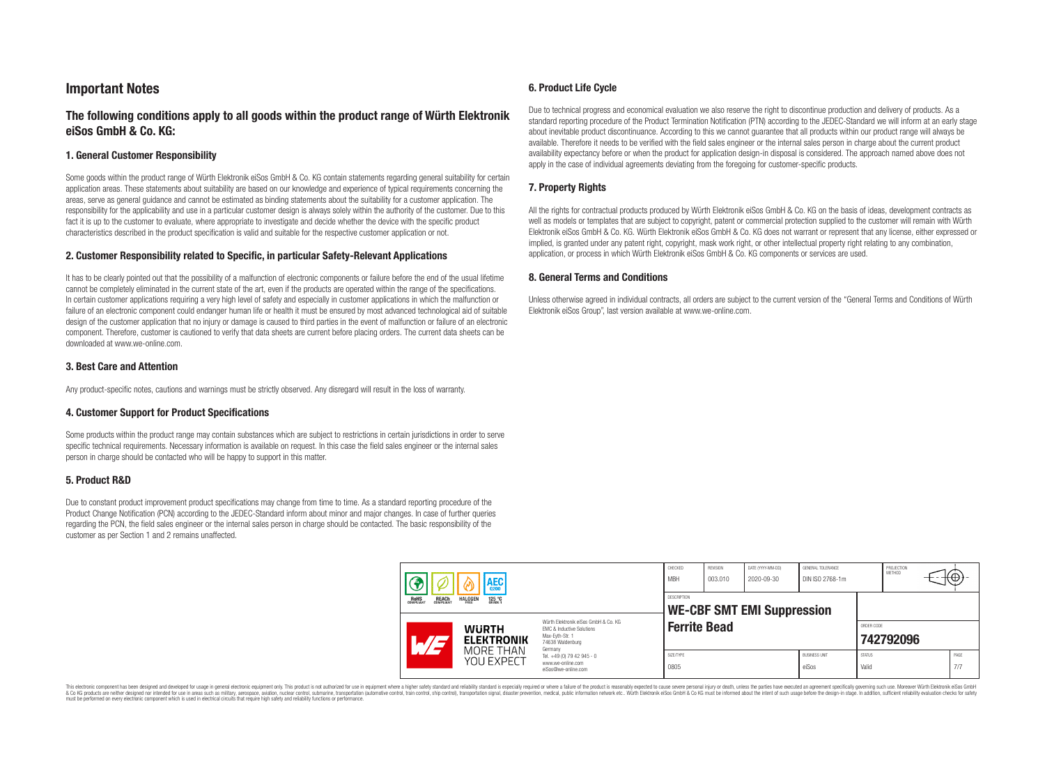# Important Notes

## The following conditions apply to all goods within the product range of Würth Elektronik eiSos GmbH & Co. KG:

### 1. General Customer Responsibility

Some goods within the product range of Würth Elektronik eiSos GmbH & Co. KG contain statements regarding general suitability for certain application areas. These statements about suitability are based on our knowledge and experience of typical requirements concerning the areas, serve as general guidance and cannot be estimated as binding statements about the suitability for a customer application. The responsibility for the applicability and use in a particular customer design is always solely within the authority of the customer. Due to this fact it is up to the customer to evaluate, where appropriate to investigate and decide whether the device with the specific product characteristics described in the product specification is valid and suitable for the respective customer application or not.

### 2. Customer Responsibility related to Specific, in particular Safety-Relevant Applications

It has to be clearly pointed out that the possibility of a malfunction of electronic components or failure before the end of the usual lifetime cannot be completely eliminated in the current state of the art, even if the products are operated within the range of the specifications. In certain customer applications requiring a very high level of safety and especially in customer applications in which the malfunction or failure of an electronic component could endanger human life or health it must be ensured by most advanced technological aid of suitable design of the customer application that no injury or damage is caused to third parties in the event of malfunction or failure of an electronic component. Therefore, customer is cautioned to verify that data sheets are current before placing orders. The current data sheets can be downloaded at www.we-online.com.

### 3. Best Care and Attention

Any product-specific notes, cautions and warnings must be strictly observed. Any disregard will result in the loss of warranty.

### 4. Customer Support for Product Specifications

Some products within the product range may contain substances which are subject to restrictions in certain jurisdictions in order to serve specific technical requirements. Necessary information is available on request. In this case the field sales engineer or the internal sales person in charge should be contacted who will be happy to support in this matter.

### 5. Product R&D

Due to constant product improvement product specifications may change from time to time. As a standard reporting procedure of the Product Change Notification (PCN) according to the JEDEC-Standard inform about minor and major changes. In case of further queries regarding the PCN, the field sales engineer or the internal sales person in charge should be contacted. The basic responsibility of the customer as per Section 1 and 2 remains unaffected.

### 6. Product Life Cycle

Due to technical progress and economical evaluation we also reserve the right to discontinue production and delivery of products. As a standard reporting procedure of the Product Termination Notification (PTN) according to the JEDEC-Standard we will inform at an early stage about inevitable product discontinuance. According to this we cannot guarantee that all products within our product range will always be available. Therefore it needs to be verified with the field sales engineer or the internal sales person in charge about the current product availability expectancy before or when the product for application design-in disposal is considered. The approach named above does not apply in the case of individual agreements deviating from the foregoing for customer-specific products.

### 7. Property Rights

All the rights for contractual products produced by Würth Elektronik eiSos GmbH & Co. KG on the basis of ideas, development contracts as well as models or templates that are subject to copyright, patent or commercial protection supplied to the customer will remain with Würth Elektronik eiSos GmbH & Co. KG. Würth Elektronik eiSos GmbH & Co. KG does not warrant or represent that any license, either expressed or implied, is granted under any patent right, copyright, mask work right, or other intellectual property right relating to any combination, application, or process in which Würth Elektronik eiSos GmbH & Co. KG components or services are used.

### 8. General Terms and Conditions

Unless otherwise agreed in individual contracts, all orders are subject to the current version of the "General Terms and Conditions of Würth Elektronik eiSos Group", last version available at www.we-online.com.

| | | | | | | |
|---|---|---|---|---|---|---|
| CHECKED: MBH | REVISION: 003.010 | DATE (YYYY-MM-DD): 2020-09-30 | GENERAL TOLERANCE: DIN ISO 2768-1m | PROJECTION METHOD | | |
| DESCRIPTION: **WE-CBF SMT EMI Suppression Ferrite Bead** | | | | ORDER CODE: **742792096** | | |
| SIZE/TYPE: 0805 | | | BUSINESS UNIT: eiSos | STATUS: Valid | | PAGE: 7/7 |

RoHS COMPLIANT · REACh COMPLIANT · HALOGEN FREE · AEC Q200 · 125 °C GRADE 1

WÜRTH ELEKTRONIK MORE THAN YOU EXPECT

Würth Elektronik eiSos GmbH & Co. KG
EMC & Inductive Solutions
Max-Eyth-Str. 1
74638 Waldenburg
Germany
Tel. +49 (0) 79 42 945 - 0
www.we-online.com
eiSos@we-online.com

This electronic component has been designed and developed for usage in general electronic equipment only. This product is not authorized for use in equipment where a higher safety standard and reliability standard is especially required or where a failure of the product is reasonably expected to cause severe personal injury or death, unless the parties have executed an agreement specifically governing such use. Moreover Würth Elektronik eiSos GmbH & Co KG products are neither designed nor intended for use in areas such as military, aerospace, aviation, nuclear control, submarine, transportation (automotive control, train control, ship control), transportation signal, disaster prevention, medical, public information network etc.. Würth Elektronik eiSos GmbH & Co KG must be informed about the intent of such usage before the design-in stage. In addition, sufficient reliability evaluation checks for safety must be performed on every electronic component which is used in electrical circuits that require high safety and reliability functions or performance.